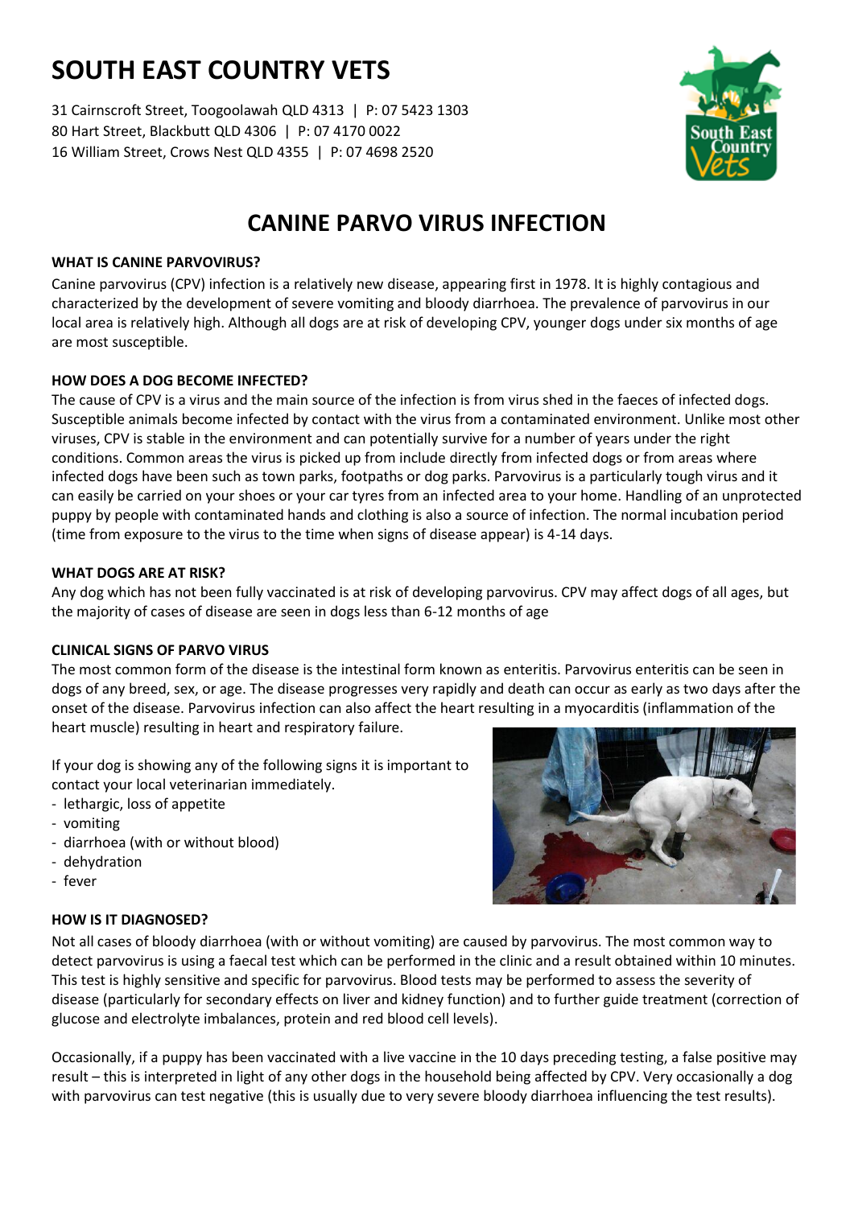# SOUTH EAST COUNTRY VETS

31 Cairnscroft Street, Toogoolawah QLD 4313 | P: 07 5423 1303
80 Hart Street, Blackbutt QLD 4306 | P: 07 4170 0022
16 William Street, Crows Nest QLD 4355 | P: 07 4698 2520

## CANINE PARVO VIRUS INFECTION

### WHAT IS CANINE PARVOVIRUS?

Canine parvovirus (CPV) infection is a relatively new disease, appearing first in 1978. It is highly contagious and characterized by the development of severe vomiting and bloody diarrhoea. The prevalence of parvovirus in our local area is relatively high. Although all dogs are at risk of developing CPV, younger dogs under six months of age are most susceptible.

### HOW DOES A DOG BECOME INFECTED?

The cause of CPV is a virus and the main source of the infection is from virus shed in the faeces of infected dogs. Susceptible animals become infected by contact with the virus from a contaminated environment. Unlike most other viruses, CPV is stable in the environment and can potentially survive for a number of years under the right conditions. Common areas the virus is picked up from include directly from infected dogs or from areas where infected dogs have been such as town parks, footpaths or dog parks. Parvovirus is a particularly tough virus and it can easily be carried on your shoes or your car tyres from an infected area to your home. Handling of an unprotected puppy by people with contaminated hands and clothing is also a source of infection. The normal incubation period (time from exposure to the virus to the time when signs of disease appear) is 4-14 days.

### WHAT DOGS ARE AT RISK?

Any dog which has not been fully vaccinated is at risk of developing parvovirus. CPV may affect dogs of all ages, but the majority of cases of disease are seen in dogs less than 6-12 months of age

### CLINICAL SIGNS OF PARVO VIRUS

The most common form of the disease is the intestinal form known as enteritis. Parvovirus enteritis can be seen in dogs of any breed, sex, or age. The disease progresses very rapidly and death can occur as early as two days after the onset of the disease. Parvovirus infection can also affect the heart resulting in a myocarditis (inflammation of the heart muscle) resulting in heart and respiratory failure.

If your dog is showing any of the following signs it is important to contact your local veterinarian immediately.

- lethargic, loss of appetite
- vomiting
- diarrhoea (with or without blood)
- dehydration
- fever

### HOW IS IT DIAGNOSED?

Not all cases of bloody diarrhoea (with or without vomiting) are caused by parvovirus. The most common way to detect parvovirus is using a faecal test which can be performed in the clinic and a result obtained within 10 minutes. This test is highly sensitive and specific for parvovirus. Blood tests may be performed to assess the severity of disease (particularly for secondary effects on liver and kidney function) and to further guide treatment (correction of glucose and electrolyte imbalances, protein and red blood cell levels).

Occasionally, if a puppy has been vaccinated with a live vaccine in the 10 days preceding testing, a false positive may result – this is interpreted in light of any other dogs in the household being affected by CPV. Very occasionally a dog with parvovirus can test negative (this is usually due to very severe bloody diarrhoea influencing the test results).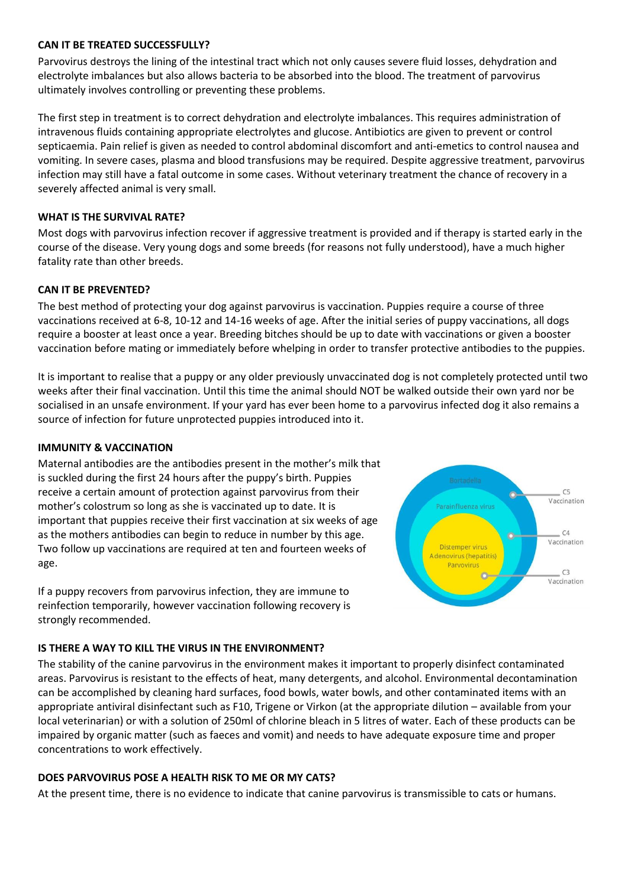### CAN IT BE TREATED SUCCESSFULLY?

Parvovirus destroys the lining of the intestinal tract which not only causes severe fluid losses, dehydration and electrolyte imbalances but also allows bacteria to be absorbed into the blood. The treatment of parvovirus ultimately involves controlling or preventing these problems.

The first step in treatment is to correct dehydration and electrolyte imbalances. This requires administration of intravenous fluids containing appropriate electrolytes and glucose. Antibiotics are given to prevent or control septicaemia. Pain relief is given as needed to control abdominal discomfort and anti-emetics to control nausea and vomiting. In severe cases, plasma and blood transfusions may be required. Despite aggressive treatment, parvovirus infection may still have a fatal outcome in some cases. Without veterinary treatment the chance of recovery in a severely affected animal is very small.

### WHAT IS THE SURVIVAL RATE?

Most dogs with parvovirus infection recover if aggressive treatment is provided and if therapy is started early in the course of the disease. Very young dogs and some breeds (for reasons not fully understood), have a much higher fatality rate than other breeds.

### CAN IT BE PREVENTED?

The best method of protecting your dog against parvovirus is vaccination. Puppies require a course of three vaccinations received at 6-8, 10-12 and 14-16 weeks of age. After the initial series of puppy vaccinations, all dogs require a booster at least once a year. Breeding bitches should be up to date with vaccinations or given a booster vaccination before mating or immediately before whelping in order to transfer protective antibodies to the puppies.

It is important to realise that a puppy or any older previously unvaccinated dog is not completely protected until two weeks after their final vaccination. Until this time the animal should NOT be walked outside their own yard nor be socialised in an unsafe environment. If your yard has ever been home to a parvovirus infected dog it also remains a source of infection for future unprotected puppies introduced into it.

### IMMUNITY & VACCINATION

Maternal antibodies are the antibodies present in the mother's milk that is suckled during the first 24 hours after the puppy's birth. Puppies receive a certain amount of protection against parvovirus from their mother's colostrum so long as she is vaccinated up to date. It is important that puppies receive their first vaccination at six weeks of age as the mothers antibodies can begin to reduce in number by this age. Two follow up vaccinations are required at ten and fourteen weeks of age.

If a puppy recovers from parvovirus infection, they are immune to reinfection temporarily, however vaccination following recovery is strongly recommended.

Bortadella — C5 Vaccination
Parainfluenza virus — C4 Vaccination
Distemper virus, Adenovirus (hepatitis), Parvovirus — C3 Vaccination

### IS THERE A WAY TO KILL THE VIRUS IN THE ENVIRONMENT?

The stability of the canine parvovirus in the environment makes it important to properly disinfect contaminated areas. Parvovirus is resistant to the effects of heat, many detergents, and alcohol. Environmental decontamination can be accomplished by cleaning hard surfaces, food bowls, water bowls, and other contaminated items with an appropriate antiviral disinfectant such as F10, Trigene or Virkon (at the appropriate dilution – available from your local veterinarian) or with a solution of 250ml of chlorine bleach in 5 litres of water. Each of these products can be impaired by organic matter (such as faeces and vomit) and needs to have adequate exposure time and proper concentrations to work effectively.

### DOES PARVOVIRUS POSE A HEALTH RISK TO ME OR MY CATS?

At the present time, there is no evidence to indicate that canine parvovirus is transmissible to cats or humans.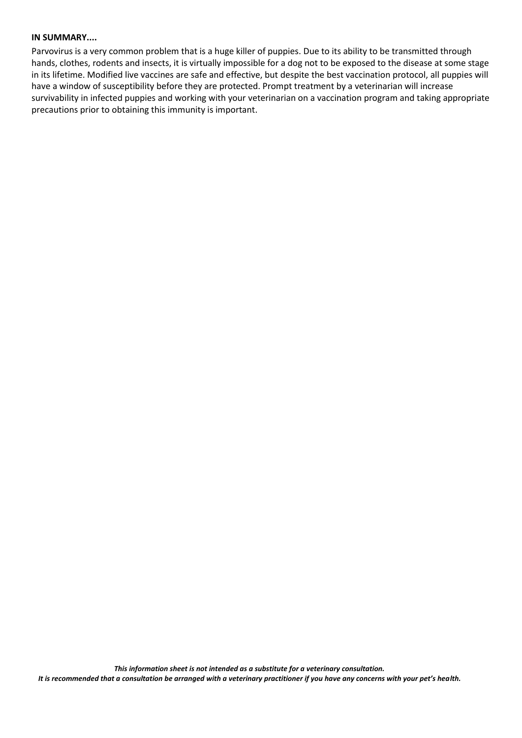**IN SUMMARY....**

Parvovirus is a very common problem that is a huge killer of puppies. Due to its ability to be transmitted through hands, clothes, rodents and insects, it is virtually impossible for a dog not to be exposed to the disease at some stage in its lifetime. Modified live vaccines are safe and effective, but despite the best vaccination protocol, all puppies will have a window of susceptibility before they are protected. Prompt treatment by a veterinarian will increase survivability in infected puppies and working with your veterinarian on a vaccination program and taking appropriate precautions prior to obtaining this immunity is important.

***This information sheet is not intended as a substitute for a veterinary consultation.***
***It is recommended that a consultation be arranged with a veterinary practitioner if you have any concerns with your pet's health.***